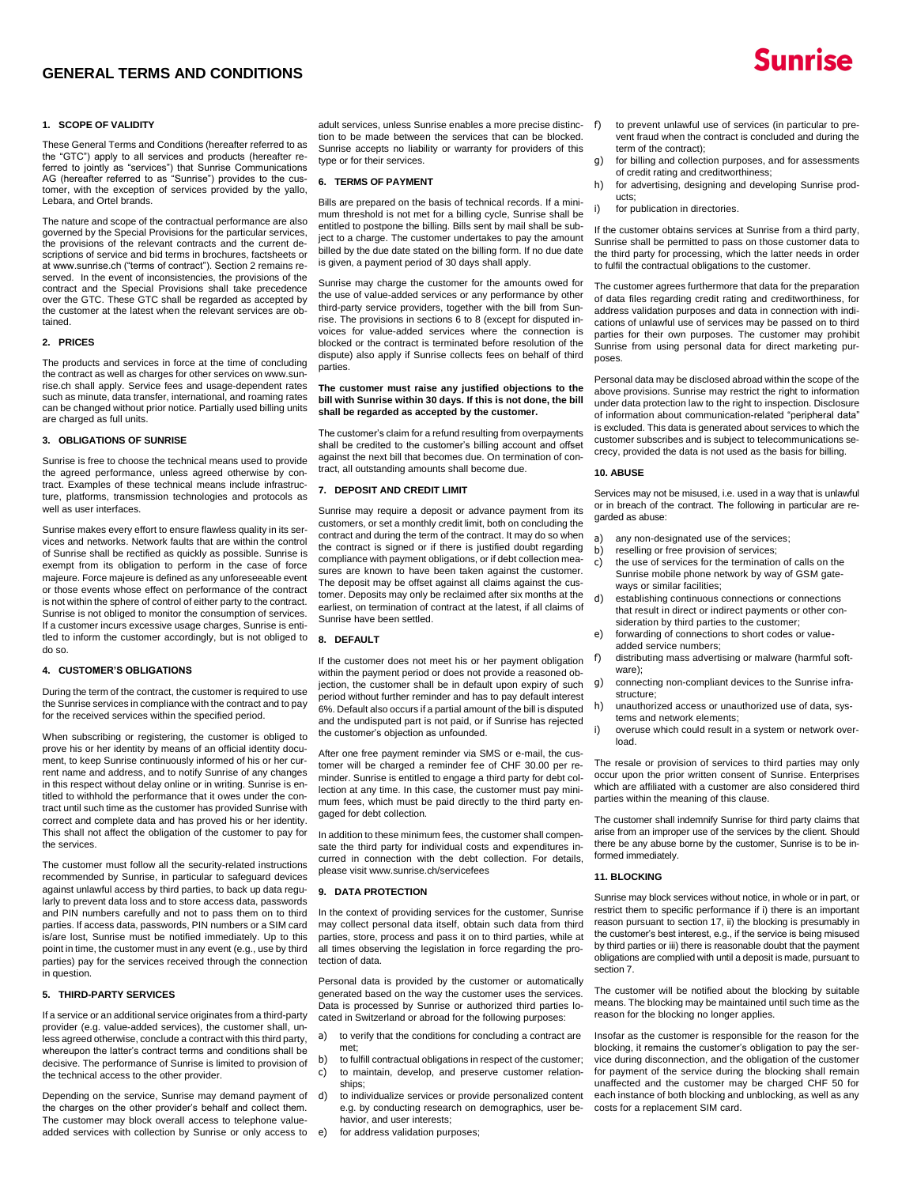# GENERAL TERMS AND CONDITIONS

Sunrise

## 1. SCOPE OF VALIDITY

These General Terms and Conditions (hereafter referred to as the "GTC") apply to all services and products (hereafter referred to jointly as "services") that Sunrise Communications AG (hereafter referred to as "Sunrise") provides to the customer, with the exception of services provided by the yallo, Lebara, and Ortel brands.

The nature and scope of the contractual performance are also governed by the Special Provisions for the particular services, the provisions of the relevant contracts and the current descriptions of service and bid terms in brochures, factsheets or at www.sunrise.ch ("terms of contract"). Section 2 remains reserved. In the event of inconsistencies, the provisions of the contract and the Special Provisions shall take precedence over the GTC. These GTC shall be regarded as accepted by the customer at the latest when the relevant services are obtained.

## 2. PRICES

The products and services in force at the time of concluding the contract as well as charges for other services on www.sunrise.ch shall apply. Service fees and usage-dependent rates such as minute, data transfer, international, and roaming rates can be changed without prior notice. Partially used billing units are charged as full units.

## 3. OBLIGATIONS OF SUNRISE

Sunrise is free to choose the technical means used to provide the agreed performance, unless agreed otherwise by contract. Examples of these technical means include infrastructure, platforms, transmission technologies and protocols as well as user interfaces.

Sunrise makes every effort to ensure flawless quality in its services and networks. Network faults that are within the control of Sunrise shall be rectified as quickly as possible. Sunrise is exempt from its obligation to perform in the case of force majeure. Force majeure is defined as any unforeseeable event or those events whose effect on performance of the contract is not within the sphere of control of either party to the contract. Sunrise is not obliged to monitor the consumption of services. If a customer incurs excessive usage charges, Sunrise is entitled to inform the customer accordingly, but is not obliged to do so.

## 4. CUSTOMER'S OBLIGATIONS

During the term of the contract, the customer is required to use the Sunrise services in compliance with the contract and to pay for the received services within the specified period.

When subscribing or registering, the customer is obliged to prove his or her identity by means of an official identity document, to keep Sunrise continuously informed of his or her current name and address, and to notify Sunrise of any changes in this respect without delay online or in writing. Sunrise is entitled to withhold the performance that it owes under the contract until such time as the customer has provided Sunrise with correct and complete data and has proved his or her identity. This shall not affect the obligation of the customer to pay for the services.

The customer must follow all the security-related instructions recommended by Sunrise, in particular to safeguard devices against unlawful access by third parties, to back up data regularly to prevent data loss and to store access data, passwords and PIN numbers carefully and not to pass them on to third parties. If access data, passwords, PIN numbers or a SIM card is/are lost, Sunrise must be notified immediately. Up to this point in time, the customer must in any event (e.g., use by third parties) pay for the services received through the connection in question.

## 5. THIRD-PARTY SERVICES

If a service or an additional service originates from a third-party provider (e.g. value-added services), the customer shall, unless agreed otherwise, conclude a contract with this third party, whereupon the latter's contract terms and conditions shall be decisive. The performance of Sunrise is limited to provision of the technical access to the other provider.

Depending on the service, Sunrise may demand payment of the charges on the other provider's behalf and collect them. The customer may block overall access to telephone value-added services with collection by Sunrise or only access to adult services, unless Sunrise enables a more precise distinction to be made between the services that can be blocked. Sunrise accepts no liability or warranty for providers of this type or for their services.

## 6. TERMS OF PAYMENT

Bills are prepared on the basis of technical records. If a minimum threshold is not met for a billing cycle, Sunrise shall be entitled to postpone the billing. Bills sent by mail shall be subject to a charge. The customer undertakes to pay the amount billed by the due date stated on the billing form. If no due date is given, a payment period of 30 days shall apply.

Sunrise may charge the customer for the amounts owed for the use of value-added services or any performance by other third-party service providers, together with the bill from Sunrise. The provisions in sections 6 to 8 (except for disputed invoices for value-added services where the connection is blocked or the contract is terminated before resolution of the dispute) also apply if Sunrise collects fees on behalf of third parties.

**The customer must raise any justified objections to the bill with Sunrise within 30 days. If this is not done, the bill shall be regarded as accepted by the customer.**

The customer's claim for a refund resulting from overpayments shall be credited to the customer's billing account and offset against the next bill that becomes due. On termination of contract, all outstanding amounts shall become due.

## 7. DEPOSIT AND CREDIT LIMIT

Sunrise may require a deposit or advance payment from its customers, or set a monthly credit limit, both on concluding the contract and during the term of the contract. It may do so when the contract is signed or if there is justified doubt regarding compliance with payment obligations, or if debt collection measures are known to have been taken against the customer. The deposit may be offset against all claims against the customer. Deposits may only be reclaimed after six months at the earliest, on termination of contract at the latest, if all claims of Sunrise have been settled.

## 8. DEFAULT

If the customer does not meet his or her payment obligation within the payment period or does not provide a reasoned objection, the customer shall be in default upon expiry of such period without further reminder and has to pay default interest 6%. Default also occurs if a partial amount of the bill is disputed and the undisputed part is not paid, or if Sunrise has rejected the customer's objection as unfounded.

After one free payment reminder via SMS or e-mail, the customer will be charged a reminder fee of CHF 30.00 per reminder. Sunrise is entitled to engage a third party for debt collection at any time. In this case, the customer must pay minimum fees, which must be paid directly to the third party engaged for debt collection.

In addition to these minimum fees, the customer shall compensate the third party for individual costs and expenditures incurred in connection with the debt collection. For details, please visit www.sunrise.ch/servicefees

## 9. DATA PROTECTION

In the context of providing services for the customer, Sunrise may collect personal data itself, obtain such data from third parties, store, process and pass it on to third parties, while at all times observing the legislation in force regarding the protection of data.

Personal data is provided by the customer or automatically generated based on the way the customer uses the services. Data is processed by Sunrise or authorized third parties located in Switzerland or abroad for the following purposes:

a) to verify that the conditions for concluding a contract are met;
b) to fulfill contractual obligations in respect of the customer;
c) to maintain, develop, and preserve customer relationships;
d) to individualize services or provide personalized content e.g. by conducting research on demographics, user behavior, and user interests;
e) for address validation purposes;
f) to prevent unlawful use of services (in particular to prevent fraud when the contract is concluded and during the term of the contract);
g) for billing and collection purposes, and for assessments of credit rating and creditworthiness;
h) for advertising, designing and developing Sunrise products;
i) for publication in directories.

If the customer obtains services at Sunrise from a third party, Sunrise shall be permitted to pass on those customer data to the third party for processing, which the latter needs in order to fulfil the contractual obligations to the customer.

The customer agrees furthermore that data for the preparation of data files regarding credit rating and creditworthiness, for address validation purposes and data in connection with indications of unlawful use of services may be passed on to third parties for their own purposes. The customer may prohibit Sunrise from using personal data for direct marketing purposes.

Personal data may be disclosed abroad within the scope of the above provisions. Sunrise may restrict the right to information under data protection law to the right to inspection. Disclosure of information about communication-related "peripheral data" is excluded. This data is generated about services to which the customer subscribes and is subject to telecommunications secrecy, provided the data is not used as the basis for billing.

## 10. ABUSE

Services may not be misused, i.e. used in a way that is unlawful or in breach of the contract. The following in particular are regarded as abuse:

a) any non-designated use of the services;
b) reselling or free provision of services;
c) the use of services for the termination of calls on the Sunrise mobile phone network by way of GSM gateways or similar facilities;
d) establishing continuous connections or connections that result in direct or indirect payments or other consideration by third parties to the customer;
e) forwarding of connections to short codes or value-added service numbers;
f) distributing mass advertising or malware (harmful software);
g) connecting non-compliant devices to the Sunrise infrastructure;
h) unauthorized access or unauthorized use of data, systems and network elements;
i) overuse which could result in a system or network overload.

The resale or provision of services to third parties may only occur upon the prior written consent of Sunrise. Enterprises which are affiliated with a customer are also considered third parties within the meaning of this clause.

The customer shall indemnify Sunrise for third party claims that arise from an improper use of the services by the client. Should there be any abuse borne by the customer, Sunrise is to be informed immediately.

## 11. BLOCKING

Sunrise may block services without notice, in whole or in part, or restrict them to specific performance if i) there is an important reason pursuant to section 17, ii) the blocking is presumably in the customer's best interest, e.g., if the service is being misused by third parties or iii) there is reasonable doubt that the payment obligations are complied with until a deposit is made, pursuant to section 7.

The customer will be notified about the blocking by suitable means. The blocking may be maintained until such time as the reason for the blocking no longer applies.

Insofar as the customer is responsible for the reason for the blocking, it remains the customer's obligation to pay the service during disconnection, and the obligation of the customer for payment of the service during the blocking shall remain unaffected and the customer may be charged CHF 50 for each instance of both blocking and unblocking, as well as any costs for a replacement SIM card.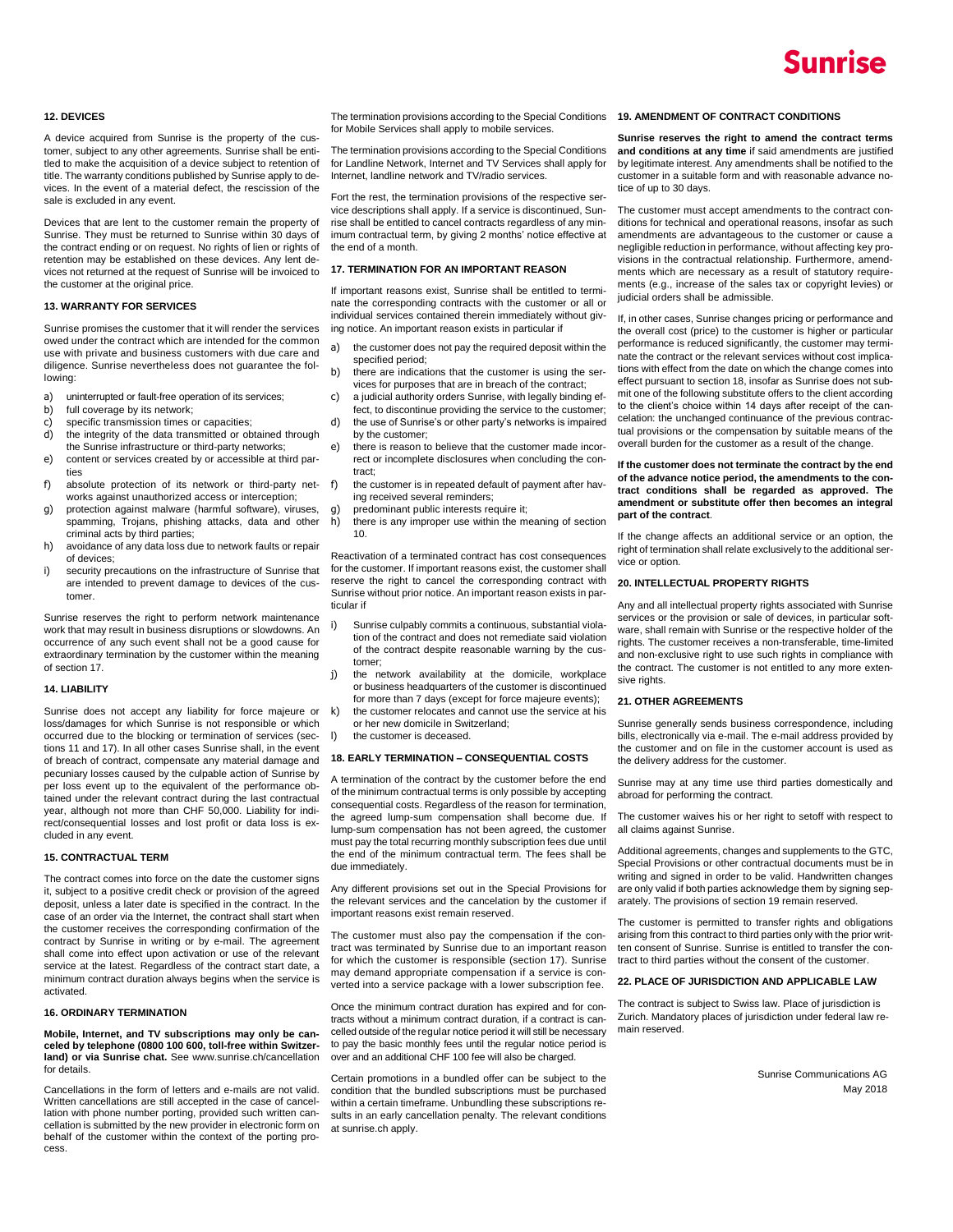## 12. DEVICES

A device acquired from Sunrise is the property of the customer, subject to any other agreements. Sunrise shall be entitled to make the acquisition of a device subject to retention of title. The warranty conditions published by Sunrise apply to devices. In the event of a material defect, the rescission of the sale is excluded in any event.

Devices that are lent to the customer remain the property of Sunrise. They must be returned to Sunrise within 30 days of the contract ending or on request. No rights of lien or rights of retention may be established on these devices. Any lent devices not returned at the request of Sunrise will be invoiced to the customer at the original price.

## 13. WARRANTY FOR SERVICES

Sunrise promises the customer that it will render the services owed under the contract which are intended for the common use with private and business customers with due care and diligence. Sunrise nevertheless does not guarantee the following:

a) uninterrupted or fault-free operation of its services;
b) full coverage by its network;
c) specific transmission times or capacities;
d) the integrity of the data transmitted or obtained through the Sunrise infrastructure or third-party networks;
e) content or services created by or accessible at third parties
f) absolute protection of its network or third-party networks against unauthorized access or interception;
g) protection against malware (harmful software), viruses, spamming, Trojans, phishing attacks, data and other criminal acts by third parties;
h) avoidance of any data loss due to network faults or repair of devices;
i) security precautions on the infrastructure of Sunrise that are intended to prevent damage to devices of the customer.

Sunrise reserves the right to perform network maintenance work that may result in business disruptions or slowdowns. An occurrence of any such event shall not be a good cause for extraordinary termination by the customer within the meaning of section 17.

## 14. LIABILITY

Sunrise does not accept any liability for force majeure or loss/damages for which Sunrise is not responsible or which occurred due to the blocking or termination of services (sections 11 and 17). In all other cases Sunrise shall, in the event of breach of contract, compensate any material damage and pecuniary losses caused by the culpable action of Sunrise by per loss event up to the equivalent of the performance obtained under the relevant contract during the last contractual year, although not more than CHF 50,000. Liability for indirect/consequential losses and lost profit or data loss is excluded in any event.

## 15. CONTRACTUAL TERM

The contract comes into force on the date the customer signs it, subject to a positive credit check or provision of the agreed deposit, unless a later date is specified in the contract. In the case of an order via the Internet, the contract shall start when the customer receives the corresponding confirmation of the contract by Sunrise in writing or by e-mail. The agreement shall come into effect upon activation or use of the relevant service at the latest. Regardless of the contract start date, a minimum contract duration always begins when the service is activated.

## 16. ORDINARY TERMINATION

**Mobile, Internet, and TV subscriptions may only be canceled by telephone (0800 100 600, toll-free within Switzerland) or via Sunrise chat.** See www.sunrise.ch/cancellation for details.

Cancellations in the form of letters and e-mails are not valid. Written cancellations are still accepted in the case of cancellation with phone number porting, provided such written cancellation is submitted by the new provider in electronic form on behalf of the customer within the context of the porting process.

The termination provisions according to the Special Conditions for Mobile Services shall apply to mobile services.

The termination provisions according to the Special Conditions for Landline Network, Internet and TV Services shall apply for Internet, landline network and TV/radio services.

Fort the rest, the termination provisions of the respective service descriptions shall apply. If a service is discontinued, Sunrise shall be entitled to cancel contracts regardless of any minimum contractual term, by giving 2 months' notice effective at the end of a month.

## 17. TERMINATION FOR AN IMPORTANT REASON

If important reasons exist, Sunrise shall be entitled to terminate the corresponding contracts with the customer or all or individual services contained therein immediately without giving notice. An important reason exists in particular if

a) the customer does not pay the required deposit within the specified period;
b) there are indications that the customer is using the services for purposes that are in breach of the contract;
c) a judicial authority orders Sunrise, with legally binding effect, to discontinue providing the service to the customer;
d) the use of Sunrise's or other party's networks is impaired by the customer;
e) there is reason to believe that the customer made incorrect or incomplete disclosures when concluding the contract;
f) the customer is in repeated default of payment after having received several reminders;
g) predominant public interests require it;
h) there is any improper use within the meaning of section 10.

Reactivation of a terminated contract has cost consequences for the customer. If important reasons exist, the customer shall reserve the right to cancel the corresponding contract with Sunrise without prior notice. An important reason exists in particular if

i) Sunrise culpably commits a continuous, substantial violation of the contract and does not remediate said violation of the contract despite reasonable warning by the customer;
j) the network availability at the domicile, workplace or business headquarters of the customer is discontinued for more than 7 days (except for force majeure events);
k) the customer relocates and cannot use the service at his or her new domicile in Switzerland;
l) the customer is deceased.

## 18. EARLY TERMINATION – CONSEQUENTIAL COSTS

A termination of the contract by the customer before the end of the minimum contractual terms is only possible by accepting consequential costs. Regardless of the reason for termination, the agreed lump-sum compensation shall become due. If lump-sum compensation has not been agreed, the customer must pay the total recurring monthly subscription fees due until the end of the minimum contractual term. The fees shall be due immediately.

Any different provisions set out in the Special Provisions for the relevant services and the cancelation by the customer if important reasons exist remain reserved.

The customer must also pay the compensation if the contract was terminated by Sunrise due to an important reason for which the customer is responsible (section 17). Sunrise may demand appropriate compensation if a service is converted into a service package with a lower subscription fee.

Once the minimum contract duration has expired and for contracts without a minimum contract duration, if a contract is cancelled outside of the regular notice period it will still be necessary to pay the basic monthly fees until the regular notice period is over and an additional CHF 100 fee will also be charged.

Certain promotions in a bundled offer can be subject to the condition that the bundled subscriptions must be purchased within a certain timeframe. Unbundling these subscriptions results in an early cancellation penalty. The relevant conditions at sunrise.ch apply.

## 19. AMENDMENT OF CONTRACT CONDITIONS

**Sunrise reserves the right to amend the contract terms and conditions at any time** if said amendments are justified by legitimate interest. Any amendments shall be notified to the customer in a suitable form and with reasonable advance notice of up to 30 days.

The customer must accept amendments to the contract conditions for technical and operational reasons, insofar as such amendments are advantageous to the customer or cause a negligible reduction in performance, without affecting key provisions in the contractual relationship. Furthermore, amendments which are necessary as a result of statutory requirements (e.g., increase of the sales tax or copyright levies) or judicial orders shall be admissible.

If, in other cases, Sunrise changes pricing or performance and the overall cost (price) to the customer is higher or particular performance is reduced significantly, the customer may terminate the contract or the relevant services without cost implications with effect from the date on which the change comes into effect pursuant to section 18, insofar as Sunrise does not submit one of the following substitute offers to the client according to the client's choice within 14 days after receipt of the cancelation: the unchanged continuance of the previous contractual provisions or the compensation by suitable means of the overall burden for the customer as a result of the change.

**If the customer does not terminate the contract by the end of the advance notice period, the amendments to the contract conditions shall be regarded as approved. The amendment or substitute offer then becomes an integral part of the contract**.

If the change affects an additional service or an option, the right of termination shall relate exclusively to the additional service or option.

## 20. INTELLECTUAL PROPERTY RIGHTS

Any and all intellectual property rights associated with Sunrise services or the provision or sale of devices, in particular software, shall remain with Sunrise or the respective holder of the rights. The customer receives a non-transferable, time-limited and non-exclusive right to use such rights in compliance with the contract. The customer is not entitled to any more extensive rights.

## 21. OTHER AGREEMENTS

Sunrise generally sends business correspondence, including bills, electronically via e-mail. The e-mail address provided by the customer and on file in the customer account is used as the delivery address for the customer.

Sunrise may at any time use third parties domestically and abroad for performing the contract.

The customer waives his or her right to setoff with respect to all claims against Sunrise.

Additional agreements, changes and supplements to the GTC, Special Provisions or other contractual documents must be in writing and signed in order to be valid. Handwritten changes are only valid if both parties acknowledge them by signing separately. The provisions of section 19 remain reserved.

The customer is permitted to transfer rights and obligations arising from this contract to third parties only with the prior written consent of Sunrise. Sunrise is entitled to transfer the contract to third parties without the consent of the customer.

## 22. PLACE OF JURISDICTION AND APPLICABLE LAW

The contract is subject to Swiss law. Place of jurisdiction is Zurich. Mandatory places of jurisdiction under federal law remain reserved.

Sunrise Communications AG
May 2018